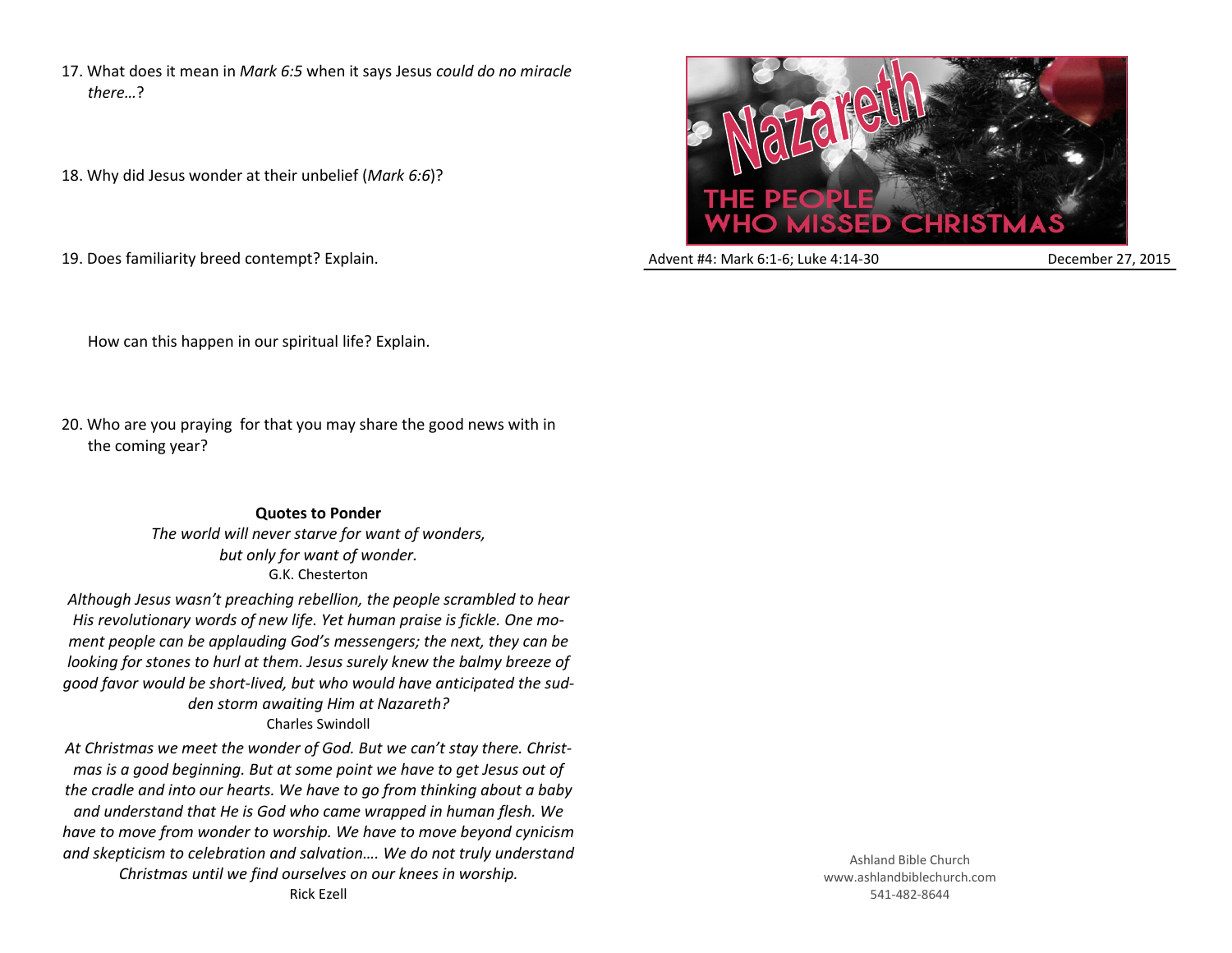17. What does it mean in *Mark 6:5* when it says Jesus *could do no miracle there…*?

18. Why did Jesus wonder at their unbelief (*Mark 6:6*)?

19. Does familiarity breed contempt? Explain.

    How can this happen in our spiritual life? Explain.

20. Who are you praying for that you may share the good news with in the coming year?

**Quotes to Ponder**

*The world will never starve for want of wonders,*
*but only for want of wonder.*
G.K. Chesterton

*Although Jesus wasn't preaching rebellion, the people scrambled to hear His revolutionary words of new life. Yet human praise is fickle. One moment people can be applauding God's messengers; the next, they can be looking for stones to hurl at them. Jesus surely knew the balmy breeze of good favor would be short-lived, but who would have anticipated the sudden storm awaiting Him at Nazareth?*
Charles Swindoll

*At Christmas we meet the wonder of God. But we can't stay there. Christmas is a good beginning. But at some point we have to get Jesus out of the cradle and into our hearts. We have to go from thinking about a baby and understand that He is God who came wrapped in human flesh. We have to move from wonder to worship. We have to move beyond cynicism and skepticism to celebration and salvation…. We do not truly understand Christmas until we find ourselves on our knees in worship.*
Rick Ezell

# Nazareth

## THE PEOPLE WHO MISSED CHRISTMAS

Advent #4: Mark 6:1-6; Luke 4:14-30 — December 27, 2015

Ashland Bible Church
www.ashlandbiblechurch.com
541-482-8644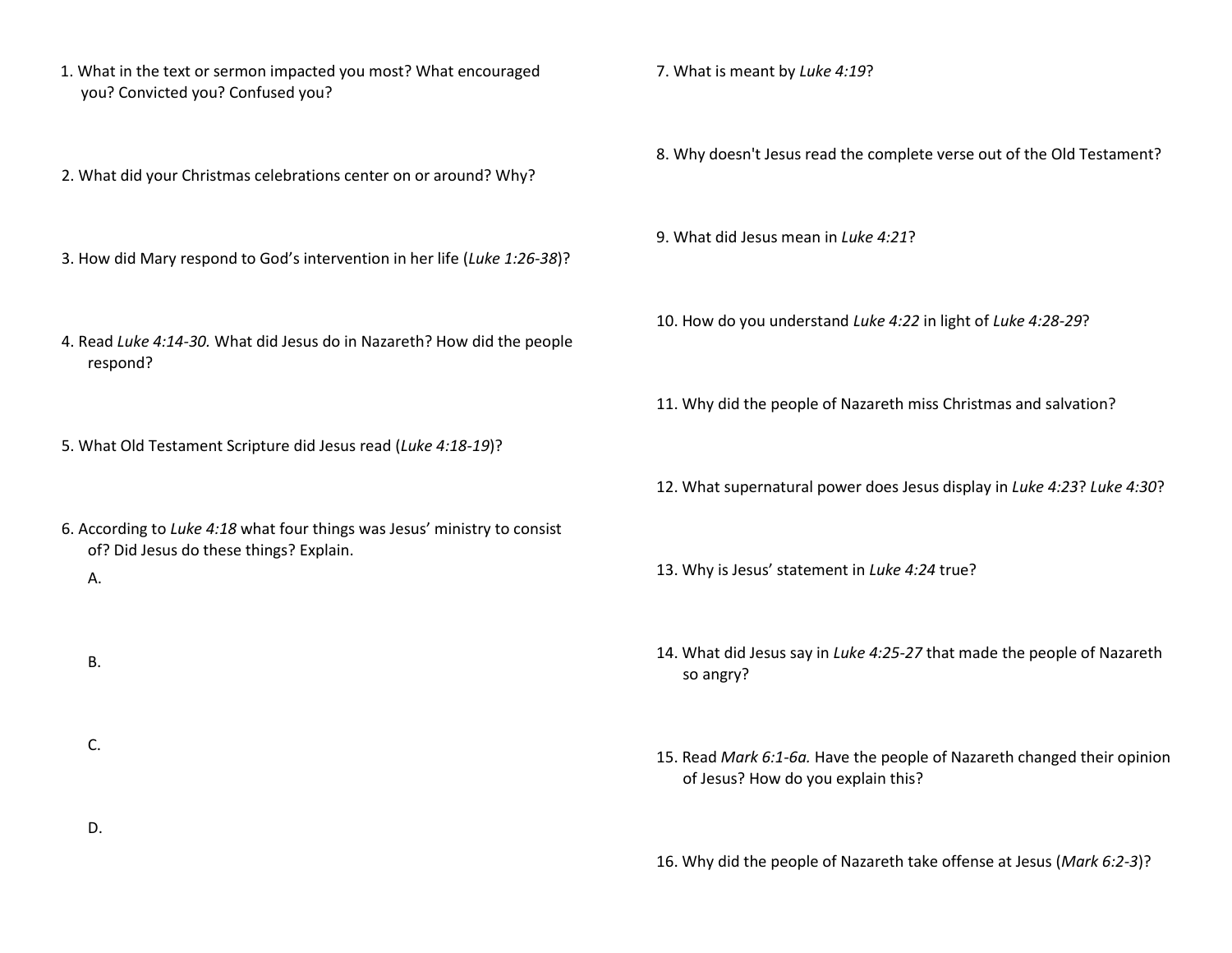1. What in the text or sermon impacted you most? What encouraged you? Convicted you? Confused you?

2. What did your Christmas celebrations center on or around? Why?

3. How did Mary respond to God's intervention in her life (*Luke 1:26-38*)?

4. Read *Luke 4:14-30.* What did Jesus do in Nazareth? How did the people respond?

5. What Old Testament Scripture did Jesus read (*Luke 4:18-19*)?

6. According to *Luke 4:18* what four things was Jesus' ministry to consist of? Did Jesus do these things? Explain.

   A.

   B.

   C.

   D.

7. What is meant by *Luke 4:19*?

8. Why doesn't Jesus read the complete verse out of the Old Testament?

9. What did Jesus mean in *Luke 4:21*?

10. How do you understand *Luke 4:22* in light of *Luke 4:28-29*?

11. Why did the people of Nazareth miss Christmas and salvation?

12. What supernatural power does Jesus display in *Luke 4:23*? *Luke 4:30*?

13. Why is Jesus' statement in *Luke 4:24* true?

14. What did Jesus say in *Luke 4:25-27* that made the people of Nazareth so angry?

15. Read *Mark 6:1-6a.* Have the people of Nazareth changed their opinion of Jesus? How do you explain this?

16. Why did the people of Nazareth take offense at Jesus (*Mark 6:2-3*)?